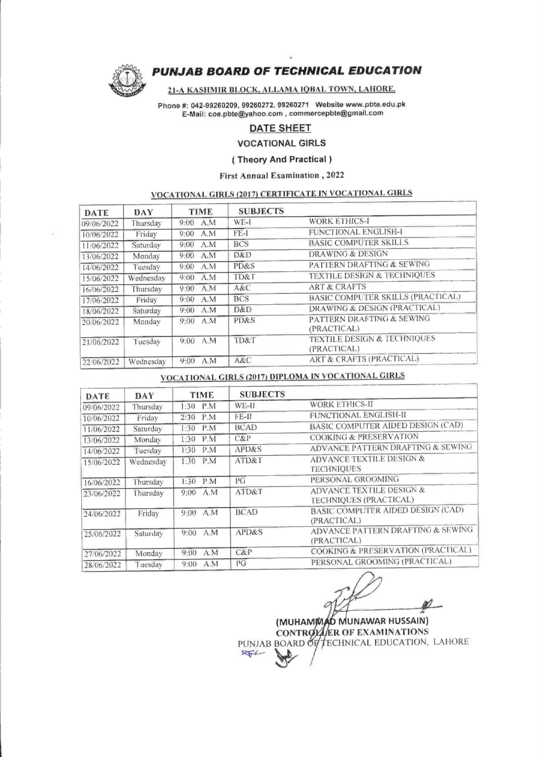# PUNJAB BOARD OF TECHNICAL EDUCATION

**21-A KASHMIR BLOCK, ALLAMA IQBAL TOWN, LAHORE.**

Phone #: 042-99260209, 99260272, 99260271 Website www.pbte.edu.pk
E-Mail: coe.pbte@yahoo.com , commercepbte@gmail.com

## DATE SHEET

### VOCATIONAL GIRLS

**( Theory And Practical )**

**First Annual Examination , 2022**

### VOCATIONAL GIRLS (2017) CERTIFICATE IN VOCATIONAL GIRLS

| DATE | DAY | TIME | SUBJECTS | |
|---|---|---|---|---|
| 09/06/2022 | Thursday | 9:00 A.M | WE-I | WORK ETHICS-I |
| 10/06/2022 | Friday | 9:00 A.M | FE-I | FUNCTIONAL ENGLISH-I |
| 11/06/2022 | Saturday | 9:00 A.M | BCS | BASIC COMPUTER SKILLS |
| 13/06/2022 | Monday | 9:00 A.M | D&D | DRAWING & DESIGN |
| 14/06/2022 | Tuesday | 9:00 A.M | PD&S | PATTERN DRAFTING & SEWING |
| 15/06/2022 | Wednesday | 9:00 A.M | TD&T | TEXTILE DESIGN & TECHNIQUES |
| 16/06/2022 | Thursday | 9:00 A.M | A&C | ART & CRAFTS |
| 17/06/2022 | Friday | 9:00 A.M | BCS | BASIC COMPUTER SKILLS (PRACTICAL) |
| 18/06/2022 | Saturday | 9:00 A.M | D&D | DRAWING & DESIGN (PRACTICAL) |
| 20/06/2022 | Monday | 9:00 A.M | PD&S | PATTERN DRAFTING & SEWING (PRACTICAL) |
| 21/06/2022 | Tuesday | 9:00 A.M | TD&T | TEXTILE DESIGN & TECHNIQUES (PRACTICAL) |
| 22/06/2022 | Wednesday | 9:00 A.M | A&C | ART & CRAFTS (PRACTICAL) |

### VOCATIONAL GIRLS (2017) DIPLOMA IN VOCATIONAL GIRLS

| DATE | DAY | TIME | SUBJECTS | |
|---|---|---|---|---|
| 09/06/2022 | Thursday | 1:30 P.M | WE-II | WORK ETHICS-II |
| 10/06/2022 | Friday | 2:30 P.M | FE-II | FUNCTIONAL ENGLISH-II |
| 11/06/2022 | Saturday | 1:30 P.M | BCAD | BASIC COMPUTER AIDED DESIGN (CAD) |
| 13/06/2022 | Monday | 1:30 P.M | C&P | COOKING & PRESERVATION |
| 14/06/2022 | Tuesday | 1:30 P.M | APD&S | ADVANCE PATTERN DRAFTING & SEWING |
| 15/06/2022 | Wednesday | 1:30 P.M | ATD&T | ADVANCE TEXTILE DESIGN & TECHNIQUES |
| 16/06/2022 | Thursday | 1:30 P.M | PG | PERSONAL GROOMING |
| 23/06/2022 | Thursday | 9:00 A.M | ATD&T | ADVANCE TEXTILE DESIGN & TECHNIQUES (PRACTICAL) |
| 24/06/2022 | Friday | 9:00 A.M | BCAD | BASIC COMPUTER AIDED DESIGN (CAD) (PRACTICAL) |
| 25/06/2022 | Saturday | 9:00 A.M | APD&S | ADVANCE PATTERN DRAFTING & SEWING (PRACTICAL) |
| 27/06/2022 | Monday | 9:00 A.M | C&P | COOKING & PRESERVATION (PRACTICAL) |
| 28/06/2022 | Tuesday | 9:00 A.M | PG | PERSONAL GROOMING (PRACTICAL) |

(MUHAMMAD MUNAWAR HUSSAIN)
CONTROLLER OF EXAMINATIONS
PUNJAB BOARD OF TECHNICAL EDUCATION, LAHORE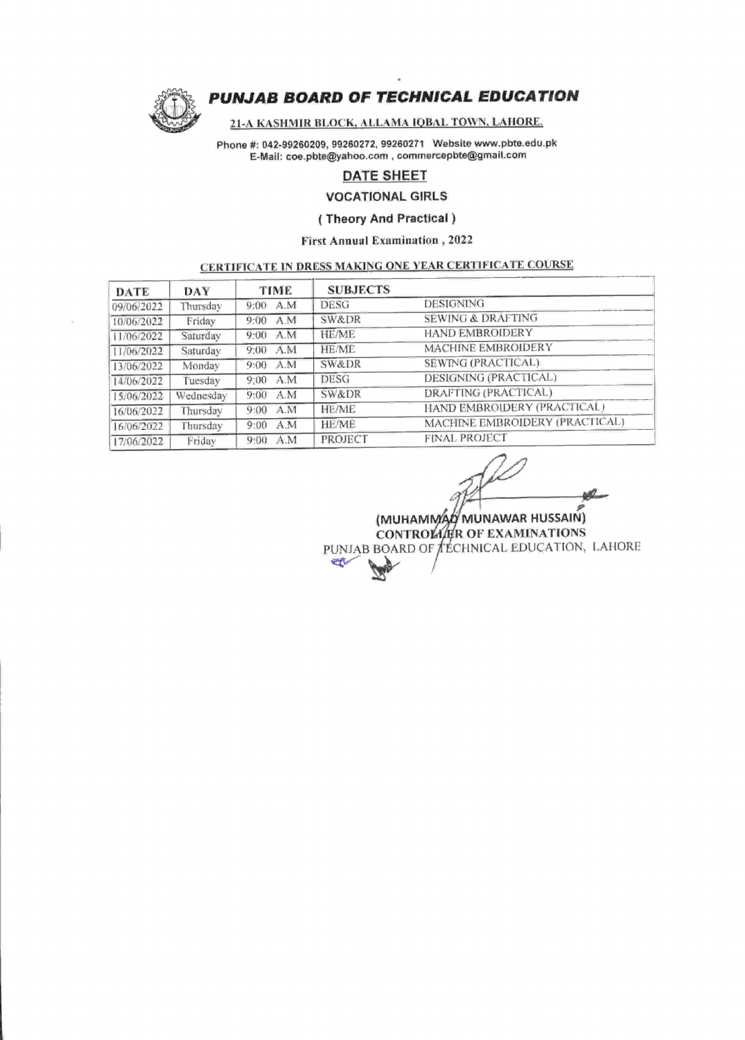# PUNJAB BOARD OF TECHNICAL EDUCATION

21-A KASHMIR BLOCK, ALLAMA IQBAL TOWN, LAHORE.

Phone #: 042-99260209, 99260272, 99260271 Website www.pbte.edu.pk
E-Mail: coe.pbte@yahoo.com , commercepbte@gmail.com

## DATE SHEET

### VOCATIONAL GIRLS

**( Theory And Practical )**

**First Annual Examination , 2022**

**CERTIFICATE IN DRESS MAKING ONE YEAR CERTIFICATE COURSE**

| DATE | DAY | TIME | SUBJECTS | |
|---|---|---|---|---|
| 09/06/2022 | Thursday | 9:00 A.M | DESG | DESIGNING |
| 10/06/2022 | Friday | 9:00 A.M | SW&DR | SEWING & DRAFTING |
| 11/06/2022 | Saturday | 9:00 A.M | HE/ME | HAND EMBROIDERY |
| 11/06/2022 | Saturday | 9:00 A.M | HE/ME | MACHINE EMBROIDERY |
| 13/06/2022 | Monday | 9:00 A.M | SW&DR | SEWING (PRACTICAL) |
| 14/06/2022 | Tuesday | 9:00 A.M | DESG | DESIGNING (PRACTICAL) |
| 15/06/2022 | Wednesday | 9:00 A.M | SW&DR | DRAFTING (PRACTICAL) |
| 16/06/2022 | Thursday | 9:00 A.M | HE/ME | HAND EMBROIDERY (PRACTICAL) |
| 16/06/2022 | Thursday | 9:00 A.M | HE/ME | MACHINE EMBROIDERY (PRACTICAL) |
| 17/06/2022 | Friday | 9:00 A.M | PROJECT | FINAL PROJECT |

**(MUHAMMAD MUNAWAR HUSSAIN)**
**CONTROLLER OF EXAMINATIONS**
PUNJAB BOARD OF TECHNICAL EDUCATION, LAHORE